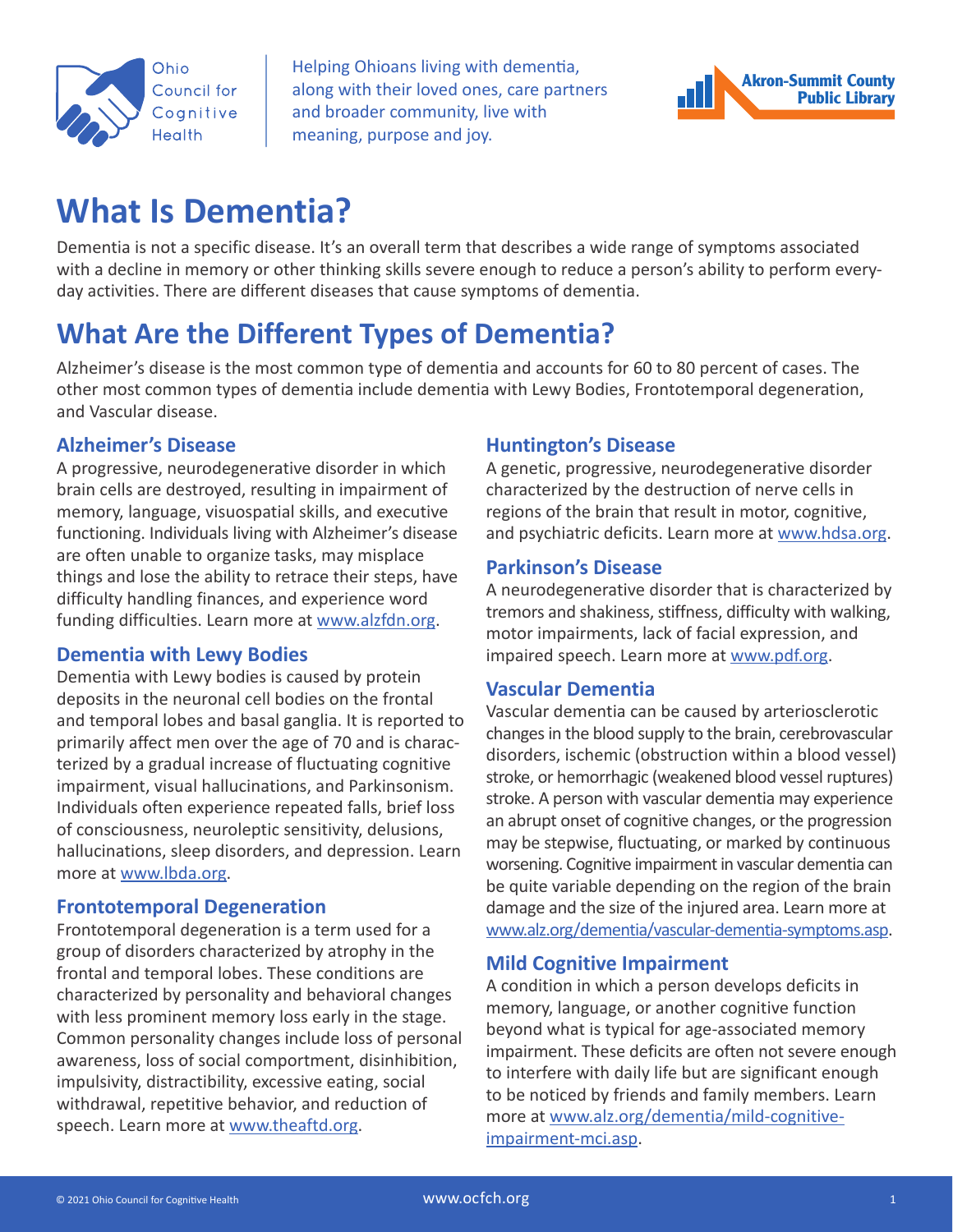Ohio Council for Cognitive Health

Helping Ohioans living with dementia, along with their loved ones, care partners and broader community, live with meaning, purpose and joy.

Akron-Summit County Public Library

# What Is Dementia?

Dementia is not a specific disease. It's an overall term that describes a wide range of symptoms associated with a decline in memory or other thinking skills severe enough to reduce a person's ability to perform everyday activities. There are different diseases that cause symptoms of dementia.

# What Are the Different Types of Dementia?

Alzheimer's disease is the most common type of dementia and accounts for 60 to 80 percent of cases. The other most common types of dementia include dementia with Lewy Bodies, Frontotemporal degeneration, and Vascular disease.

### Alzheimer's Disease

A progressive, neurodegenerative disorder in which brain cells are destroyed, resulting in impairment of memory, language, visuospatial skills, and executive functioning. Individuals living with Alzheimer's disease are often unable to organize tasks, may misplace things and lose the ability to retrace their steps, have difficulty handling finances, and experience word funding difficulties. Learn more at [www.alzfdn.org](http://www.alzfdn.org).

### Dementia with Lewy Bodies

Dementia with Lewy bodies is caused by protein deposits in the neuronal cell bodies on the frontal and temporal lobes and basal ganglia. It is reported to primarily affect men over the age of 70 and is characterized by a gradual increase of fluctuating cognitive impairment, visual hallucinations, and Parkinsonism. Individuals often experience repeated falls, brief loss of consciousness, neuroleptic sensitivity, delusions, hallucinations, sleep disorders, and depression. Learn more at [www.lbda.org](http://www.lbda.org).

### Frontotemporal Degeneration

Frontotemporal degeneration is a term used for a group of disorders characterized by atrophy in the frontal and temporal lobes. These conditions are characterized by personality and behavioral changes with less prominent memory loss early in the stage. Common personality changes include loss of personal awareness, loss of social comportment, disinhibition, impulsivity, distractibility, excessive eating, social withdrawal, repetitive behavior, and reduction of speech. Learn more at [www.theaftd.org](http://www.theaftd.org).

### Huntington's Disease

A genetic, progressive, neurodegenerative disorder characterized by the destruction of nerve cells in regions of the brain that result in motor, cognitive, and psychiatric deficits. Learn more at [www.hdsa.org](http://www.hdsa.org).

### Parkinson's Disease

A neurodegenerative disorder that is characterized by tremors and shakiness, stiffness, difficulty with walking, motor impairments, lack of facial expression, and impaired speech. Learn more at [www.pdf.org](http://www.pdf.org).

### Vascular Dementia

Vascular dementia can be caused by arteriosclerotic changes in the blood supply to the brain, cerebrovascular disorders, ischemic (obstruction within a blood vessel) stroke, or hemorrhagic (weakened blood vessel ruptures) stroke. A person with vascular dementia may experience an abrupt onset of cognitive changes, or the progression may be stepwise, fluctuating, or marked by continuous worsening. Cognitive impairment in vascular dementia can be quite variable depending on the region of the brain damage and the size of the injured area. Learn more at [www.alz.org/dementia/vascular-dementia-symptoms.asp](http://www.alz.org/dementia/vascular-dementia-symptoms.asp).

### Mild Cognitive Impairment

A condition in which a person develops deficits in memory, language, or another cognitive function beyond what is typical for age-associated memory impairment. These deficits are often not severe enough to interfere with daily life but are significant enough to be noticed by friends and family members. Learn more at [www.alz.org/dementia/mild-cognitive-impairment-mci.asp](http://www.alz.org/dementia/mild-cognitive-impairment-mci.asp).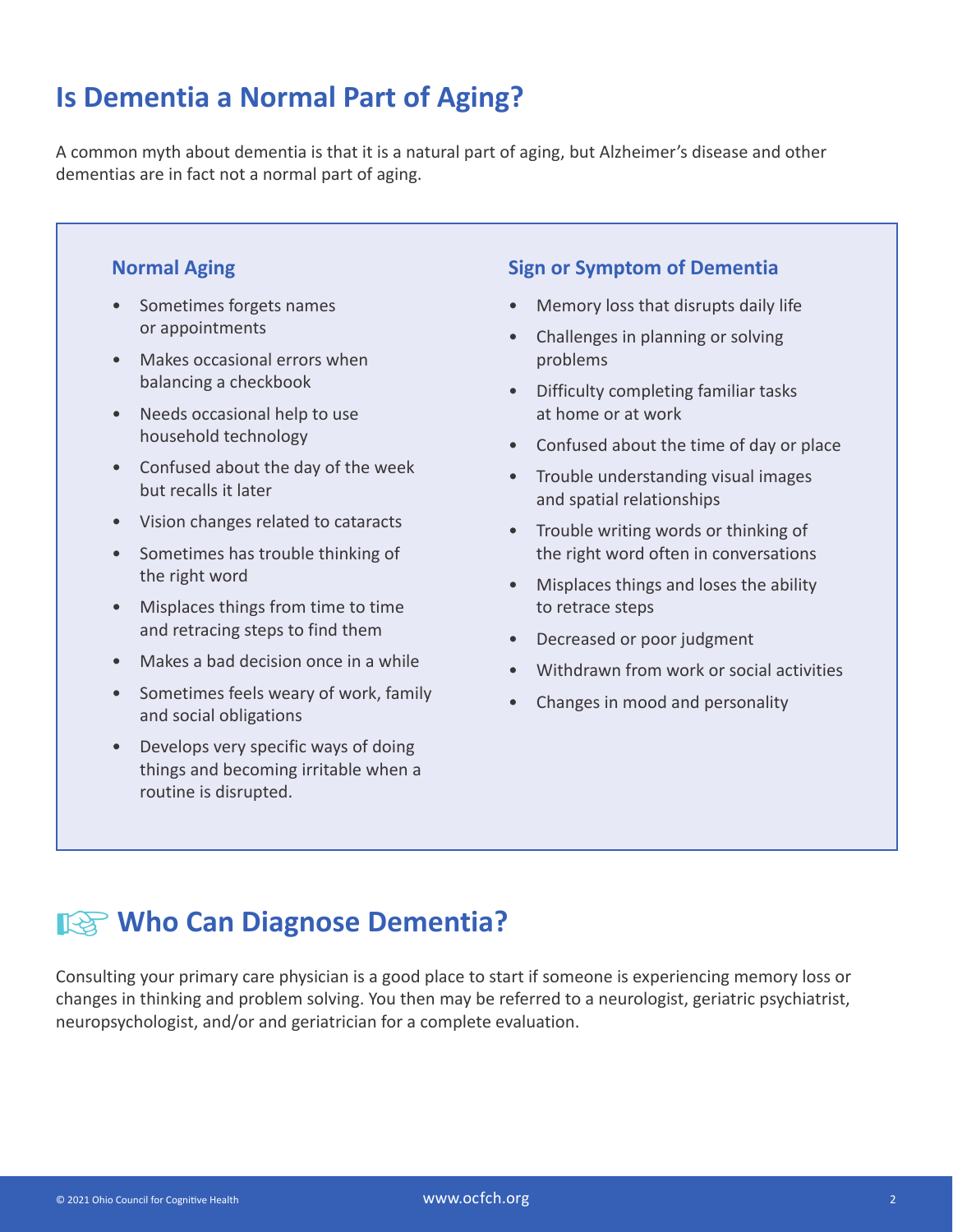## Is Dementia a Normal Part of Aging?

A common myth about dementia is that it is a natural part of aging, but Alzheimer's disease and other dementias are in fact not a normal part of aging.

### Normal Aging

- Sometimes forgets names or appointments
- Makes occasional errors when balancing a checkbook
- Needs occasional help to use household technology
- Confused about the day of the week but recalls it later
- Vision changes related to cataracts
- Sometimes has trouble thinking of the right word
- Misplaces things from time to time and retracing steps to find them
- Makes a bad decision once in a while
- Sometimes feels weary of work, family and social obligations
- Develops very specific ways of doing things and becoming irritable when a routine is disrupted.

### Sign or Symptom of Dementia

- Memory loss that disrupts daily life
- Challenges in planning or solving problems
- Difficulty completing familiar tasks at home or at work
- Confused about the time of day or place
- Trouble understanding visual images and spatial relationships
- Trouble writing words or thinking of the right word often in conversations
- Misplaces things and loses the ability to retrace steps
- Decreased or poor judgment
- Withdrawn from work or social activities
- Changes in mood and personality

## Who Can Diagnose Dementia?

Consulting your primary care physician is a good place to start if someone is experiencing memory loss or changes in thinking and problem solving. You then may be referred to a neurologist, geriatric psychiatrist, neuropsychologist, and/or and geriatrician for a complete evaluation.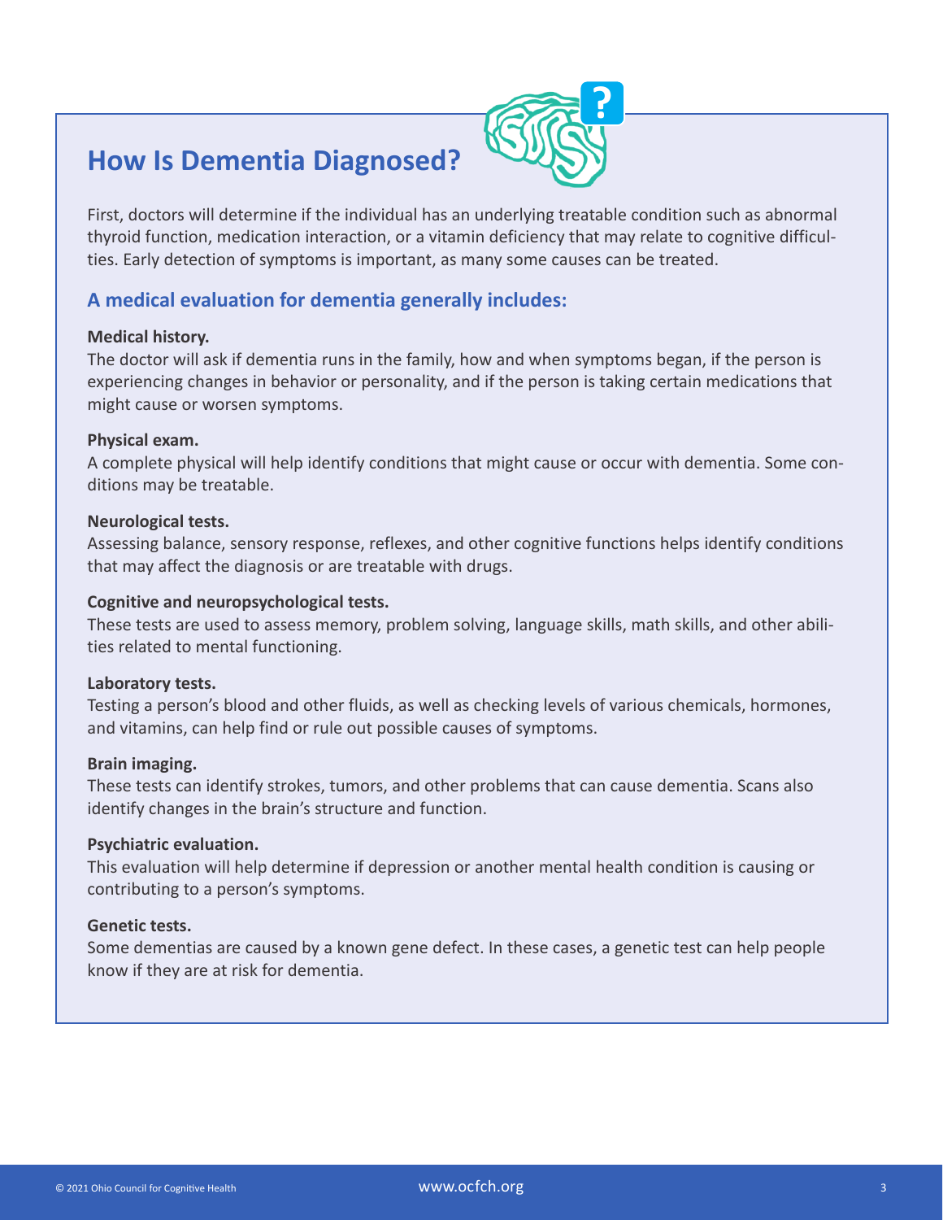## How Is Dementia Diagnosed?

First, doctors will determine if the individual has an underlying treatable condition such as abnormal thyroid function, medication interaction, or a vitamin deficiency that may relate to cognitive difficulties. Early detection of symptoms is important, as many some causes can be treated.

### A medical evaluation for dementia generally includes:

**Medical history.**
The doctor will ask if dementia runs in the family, how and when symptoms began, if the person is experiencing changes in behavior or personality, and if the person is taking certain medications that might cause or worsen symptoms.

**Physical exam.**
A complete physical will help identify conditions that might cause or occur with dementia. Some conditions may be treatable.

**Neurological tests.**
Assessing balance, sensory response, reflexes, and other cognitive functions helps identify conditions that may affect the diagnosis or are treatable with drugs.

**Cognitive and neuropsychological tests.**
These tests are used to assess memory, problem solving, language skills, math skills, and other abilities related to mental functioning.

**Laboratory tests.**
Testing a person's blood and other fluids, as well as checking levels of various chemicals, hormones, and vitamins, can help find or rule out possible causes of symptoms.

**Brain imaging.**
These tests can identify strokes, tumors, and other problems that can cause dementia. Scans also identify changes in the brain's structure and function.

**Psychiatric evaluation.**
This evaluation will help determine if depression or another mental health condition is causing or contributing to a person's symptoms.

**Genetic tests.**
Some dementias are caused by a known gene defect. In these cases, a genetic test can help people know if they are at risk for dementia.